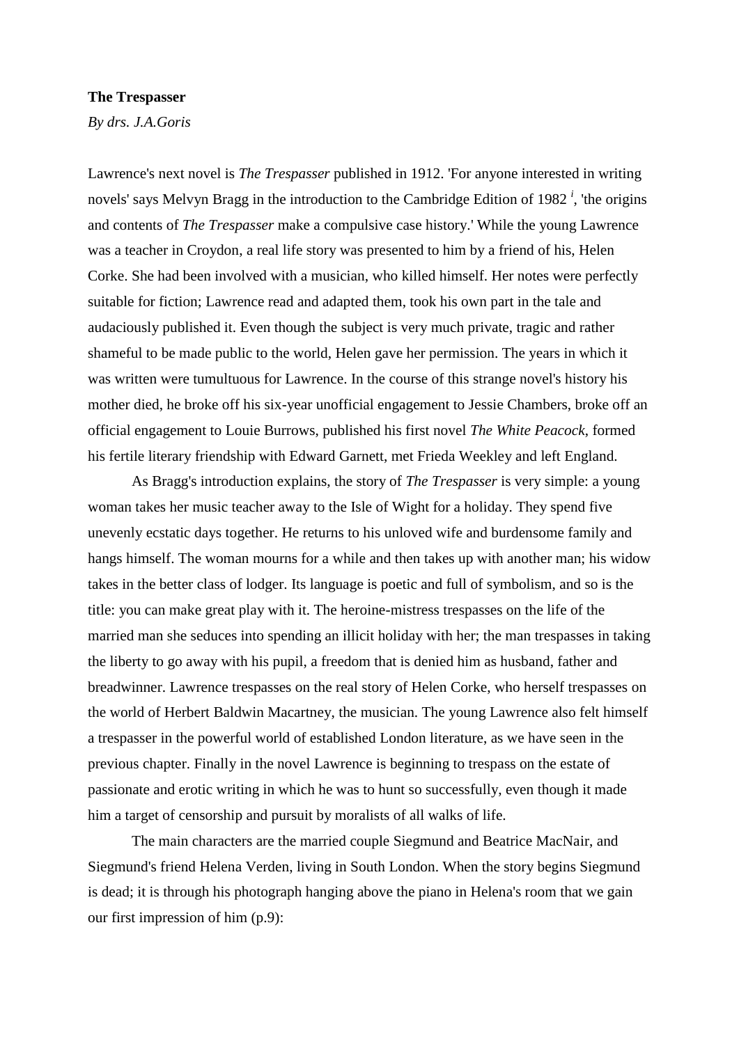**The Trespasser**

*By drs. J.A.Goris*

Lawrence's next novel is *The Trespasser* published in 1912. 'For anyone interested in writing novels' says Melvyn Bragg in the introduction to the Cambridge Edition of 1982 [i], 'the origins and contents of *The Trespasser* make a compulsive case history.' While the young Lawrence was a teacher in Croydon, a real life story was presented to him by a friend of his, Helen Corke. She had been involved with a musician, who killed himself. Her notes were perfectly suitable for fiction; Lawrence read and adapted them, took his own part in the tale and audaciously published it. Even though the subject is very much private, tragic and rather shameful to be made public to the world, Helen gave her permission. The years in which it was written were tumultuous for Lawrence. In the course of this strange novel's history his mother died, he broke off his six-year unofficial engagement to Jessie Chambers, broke off an official engagement to Louie Burrows, published his first novel *The White Peacock*, formed his fertile literary friendship with Edward Garnett, met Frieda Weekley and left England.

As Bragg's introduction explains, the story of *The Trespasser* is very simple: a young woman takes her music teacher away to the Isle of Wight for a holiday. They spend five unevenly ecstatic days together. He returns to his unloved wife and burdensome family and hangs himself. The woman mourns for a while and then takes up with another man; his widow takes in the better class of lodger. Its language is poetic and full of symbolism, and so is the title: you can make great play with it. The heroine-mistress trespasses on the life of the married man she seduces into spending an illicit holiday with her; the man trespasses in taking the liberty to go away with his pupil, a freedom that is denied him as husband, father and breadwinner. Lawrence trespasses on the real story of Helen Corke, who herself trespasses on the world of Herbert Baldwin Macartney, the musician. The young Lawrence also felt himself a trespasser in the powerful world of established London literature, as we have seen in the previous chapter. Finally in the novel Lawrence is beginning to trespass on the estate of passionate and erotic writing in which he was to hunt so successfully, even though it made him a target of censorship and pursuit by moralists of all walks of life.

The main characters are the married couple Siegmund and Beatrice MacNair, and Siegmund's friend Helena Verden, living in South London. When the story begins Siegmund is dead; it is through his photograph hanging above the piano in Helena's room that we gain our first impression of him (p.9):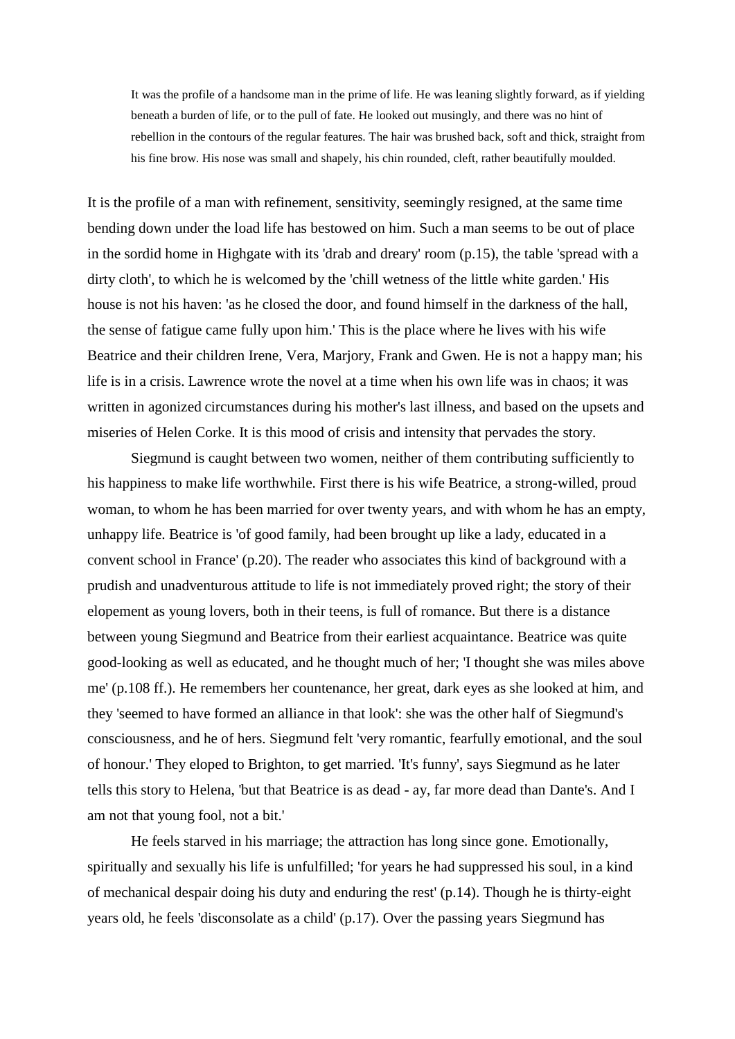> It was the profile of a handsome man in the prime of life. He was leaning slightly forward, as if yielding beneath a burden of life, or to the pull of fate. He looked out musingly, and there was no hint of rebellion in the contours of the regular features. The hair was brushed back, soft and thick, straight from his fine brow. His nose was small and shapely, his chin rounded, cleft, rather beautifully moulded.

It is the profile of a man with refinement, sensitivity, seemingly resigned, at the same time bending down under the load life has bestowed on him. Such a man seems to be out of place in the sordid home in Highgate with its 'drab and dreary' room (p.15), the table 'spread with a dirty cloth', to which he is welcomed by the 'chill wetness of the little white garden.' His house is not his haven: 'as he closed the door, and found himself in the darkness of the hall, the sense of fatigue came fully upon him.' This is the place where he lives with his wife Beatrice and their children Irene, Vera, Marjory, Frank and Gwen. He is not a happy man; his life is in a crisis. Lawrence wrote the novel at a time when his own life was in chaos; it was written in agonized circumstances during his mother's last illness, and based on the upsets and miseries of Helen Corke. It is this mood of crisis and intensity that pervades the story.

Siegmund is caught between two women, neither of them contributing sufficiently to his happiness to make life worthwhile. First there is his wife Beatrice, a strong-willed, proud woman, to whom he has been married for over twenty years, and with whom he has an empty, unhappy life. Beatrice is 'of good family, had been brought up like a lady, educated in a convent school in France' (p.20). The reader who associates this kind of background with a prudish and unadventurous attitude to life is not immediately proved right; the story of their elopement as young lovers, both in their teens, is full of romance. But there is a distance between young Siegmund and Beatrice from their earliest acquaintance. Beatrice was quite good-looking as well as educated, and he thought much of her; 'I thought she was miles above me' (p.108 ff.). He remembers her countenance, her great, dark eyes as she looked at him, and they 'seemed to have formed an alliance in that look': she was the other half of Siegmund's consciousness, and he of hers. Siegmund felt 'very romantic, fearfully emotional, and the soul of honour.' They eloped to Brighton, to get married. 'It's funny', says Siegmund as he later tells this story to Helena, 'but that Beatrice is as dead - ay, far more dead than Dante's. And I am not that young fool, not a bit.'

He feels starved in his marriage; the attraction has long since gone. Emotionally, spiritually and sexually his life is unfulfilled; 'for years he had suppressed his soul, in a kind of mechanical despair doing his duty and enduring the rest' (p.14). Though he is thirty-eight years old, he feels 'disconsolate as a child' (p.17). Over the passing years Siegmund has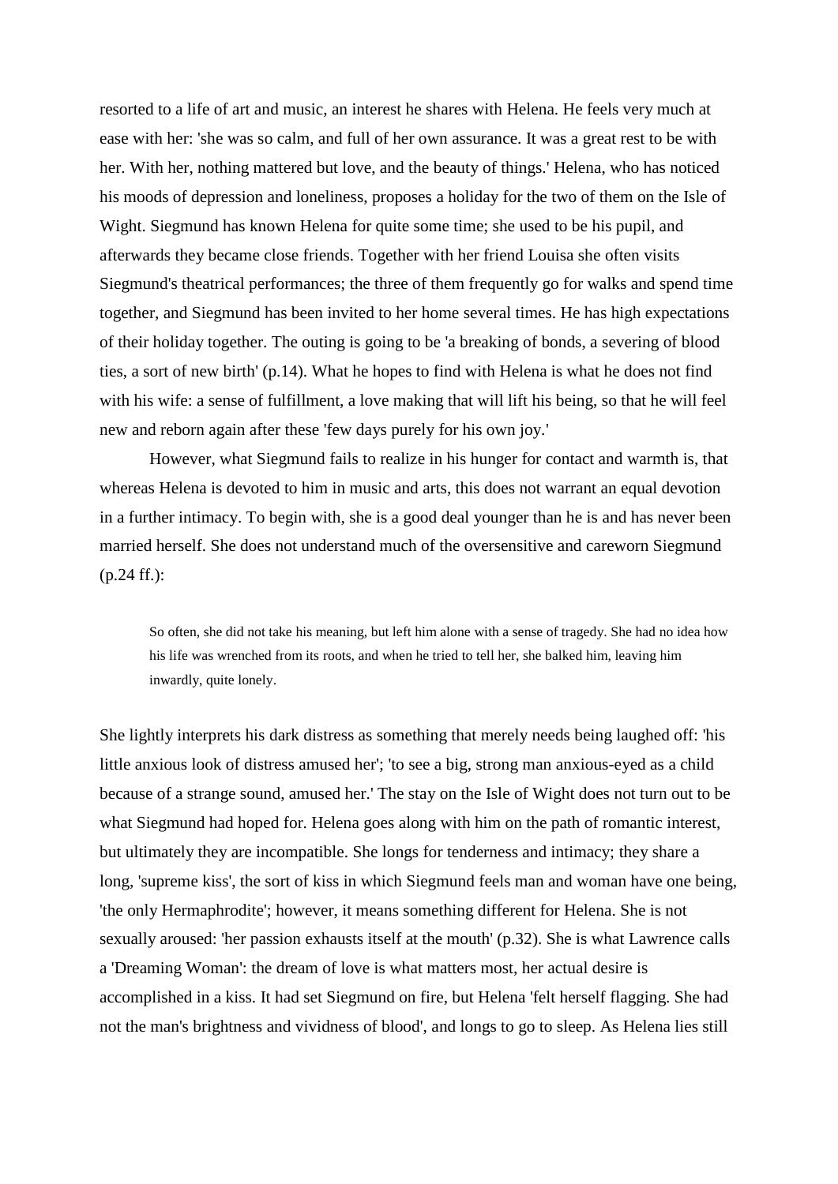resorted to a life of art and music, an interest he shares with Helena. He feels very much at ease with her: 'she was so calm, and full of her own assurance. It was a great rest to be with her. With her, nothing mattered but love, and the beauty of things.' Helena, who has noticed his moods of depression and loneliness, proposes a holiday for the two of them on the Isle of Wight. Siegmund has known Helena for quite some time; she used to be his pupil, and afterwards they became close friends. Together with her friend Louisa she often visits Siegmund's theatrical performances; the three of them frequently go for walks and spend time together, and Siegmund has been invited to her home several times. He has high expectations of their holiday together. The outing is going to be 'a breaking of bonds, a severing of blood ties, a sort of new birth' (p.14). What he hopes to find with Helena is what he does not find with his wife: a sense of fulfillment, a love making that will lift his being, so that he will feel new and reborn again after these 'few days purely for his own joy.'

However, what Siegmund fails to realize in his hunger for contact and warmth is, that whereas Helena is devoted to him in music and arts, this does not warrant an equal devotion in a further intimacy. To begin with, she is a good deal younger than he is and has never been married herself. She does not understand much of the oversensitive and careworn Siegmund (p.24 ff.):

> So often, she did not take his meaning, but left him alone with a sense of tragedy. She had no idea how his life was wrenched from its roots, and when he tried to tell her, she balked him, leaving him inwardly, quite lonely.

She lightly interprets his dark distress as something that merely needs being laughed off: 'his little anxious look of distress amused her'; 'to see a big, strong man anxious-eyed as a child because of a strange sound, amused her.' The stay on the Isle of Wight does not turn out to be what Siegmund had hoped for. Helena goes along with him on the path of romantic interest, but ultimately they are incompatible. She longs for tenderness and intimacy; they share a long, 'supreme kiss', the sort of kiss in which Siegmund feels man and woman have one being, 'the only Hermaphrodite'; however, it means something different for Helena. She is not sexually aroused: 'her passion exhausts itself at the mouth' (p.32). She is what Lawrence calls a 'Dreaming Woman': the dream of love is what matters most, her actual desire is accomplished in a kiss. It had set Siegmund on fire, but Helena 'felt herself flagging. She had not the man's brightness and vividness of blood', and longs to go to sleep. As Helena lies still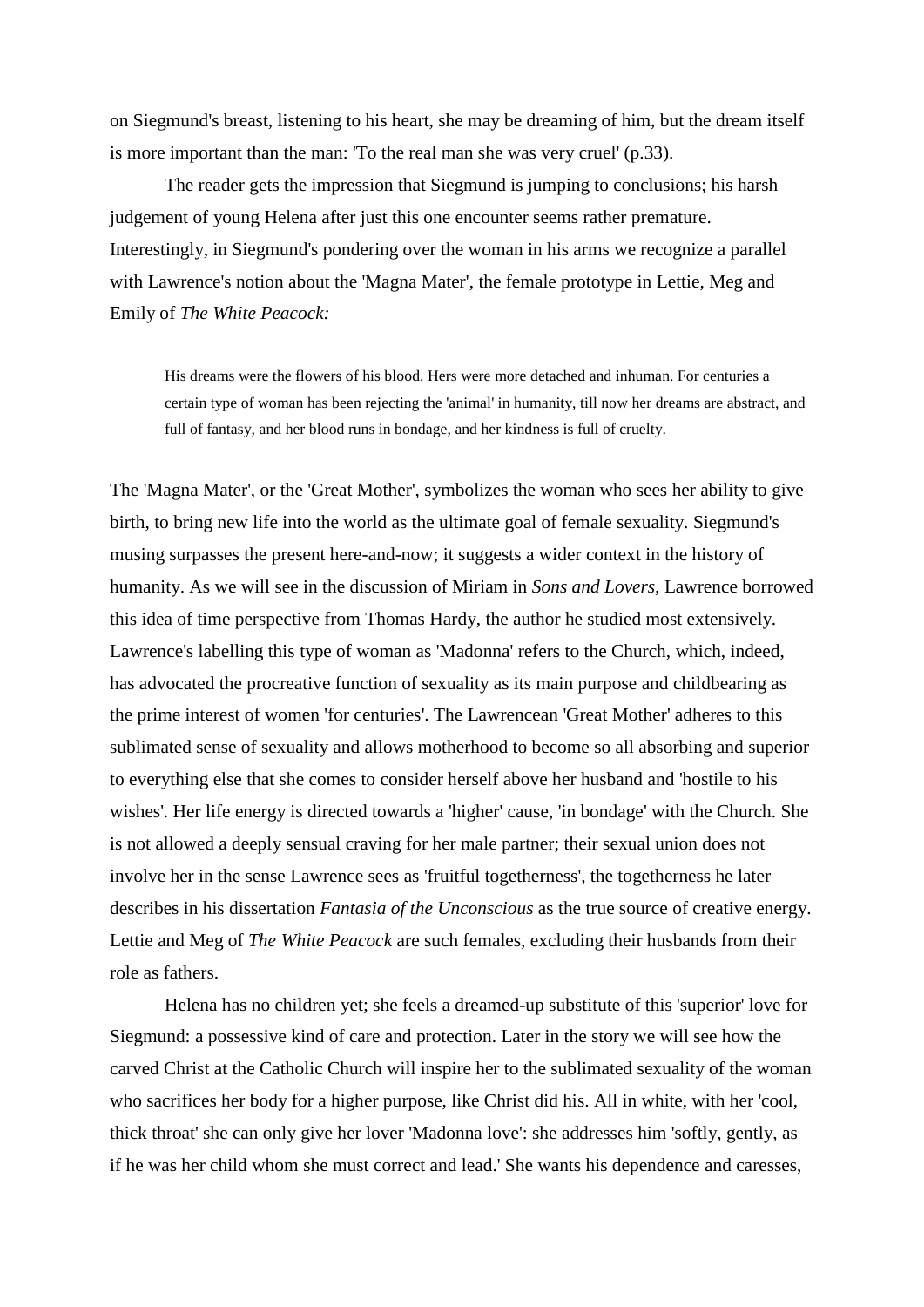on Siegmund's breast, listening to his heart, she may be dreaming of him, but the dream itself is more important than the man: 'To the real man she was very cruel' (p.33).

The reader gets the impression that Siegmund is jumping to conclusions; his harsh judgement of young Helena after just this one encounter seems rather premature. Interestingly, in Siegmund's pondering over the woman in his arms we recognize a parallel with Lawrence's notion about the 'Magna Mater', the female prototype in Lettie, Meg and Emily of *The White Peacock:*

> His dreams were the flowers of his blood. Hers were more detached and inhuman. For centuries a certain type of woman has been rejecting the 'animal' in humanity, till now her dreams are abstract, and full of fantasy, and her blood runs in bondage, and her kindness is full of cruelty.

The 'Magna Mater', or the 'Great Mother', symbolizes the woman who sees her ability to give birth, to bring new life into the world as the ultimate goal of female sexuality. Siegmund's musing surpasses the present here-and-now; it suggests a wider context in the history of humanity. As we will see in the discussion of Miriam in *Sons and Lovers*, Lawrence borrowed this idea of time perspective from Thomas Hardy, the author he studied most extensively. Lawrence's labelling this type of woman as 'Madonna' refers to the Church, which, indeed, has advocated the procreative function of sexuality as its main purpose and childbearing as the prime interest of women 'for centuries'. The Lawrencean 'Great Mother' adheres to this sublimated sense of sexuality and allows motherhood to become so all absorbing and superior to everything else that she comes to consider herself above her husband and 'hostile to his wishes'. Her life energy is directed towards a 'higher' cause, 'in bondage' with the Church. She is not allowed a deeply sensual craving for her male partner; their sexual union does not involve her in the sense Lawrence sees as 'fruitful togetherness', the togetherness he later describes in his dissertation *Fantasia of the Unconscious* as the true source of creative energy. Lettie and Meg of *The White Peacock* are such females, excluding their husbands from their role as fathers.

Helena has no children yet; she feels a dreamed-up substitute of this 'superior' love for Siegmund: a possessive kind of care and protection. Later in the story we will see how the carved Christ at the Catholic Church will inspire her to the sublimated sexuality of the woman who sacrifices her body for a higher purpose, like Christ did his. All in white, with her 'cool, thick throat' she can only give her lover 'Madonna love': she addresses him 'softly, gently, as if he was her child whom she must correct and lead.' She wants his dependence and caresses,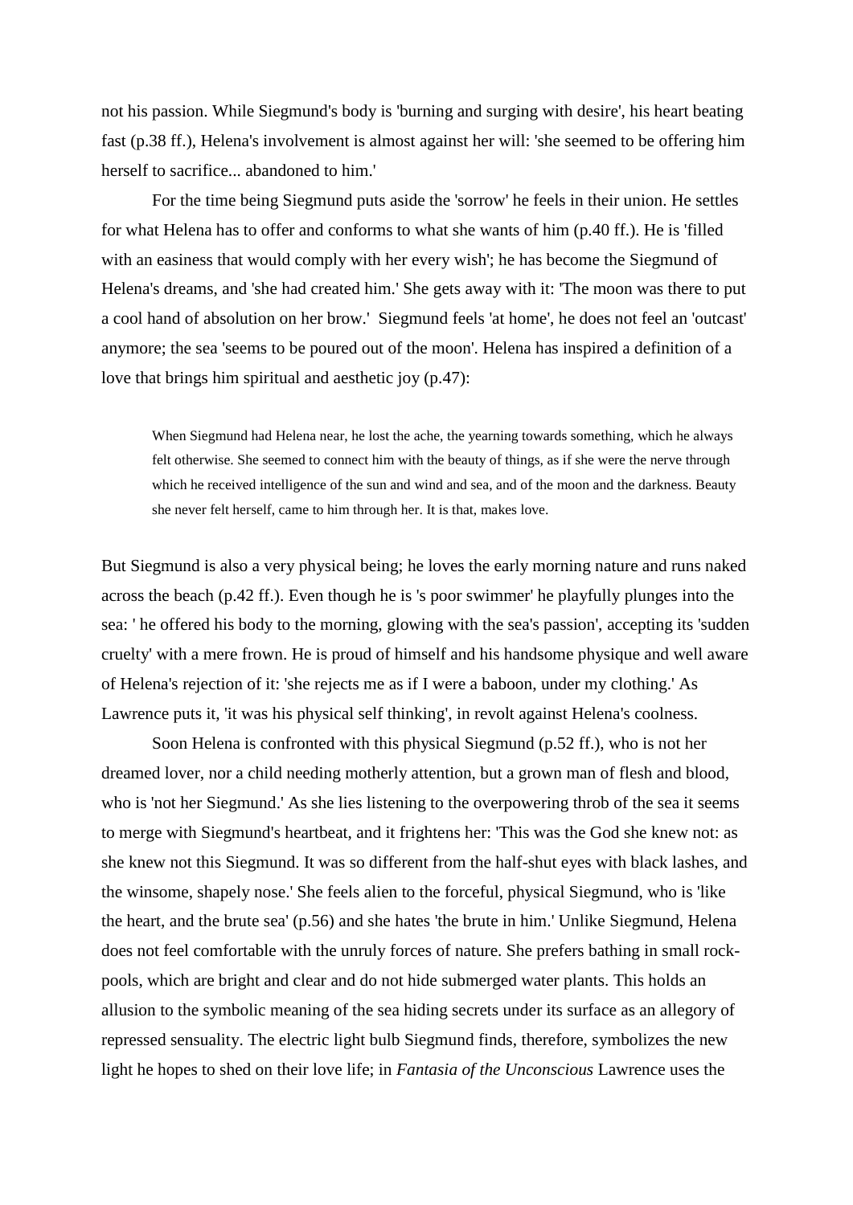not his passion. While Siegmund's body is 'burning and surging with desire', his heart beating fast (p.38 ff.), Helena's involvement is almost against her will: 'she seemed to be offering him herself to sacrifice... abandoned to him.'

For the time being Siegmund puts aside the 'sorrow' he feels in their union. He settles for what Helena has to offer and conforms to what she wants of him (p.40 ff.). He is 'filled with an easiness that would comply with her every wish'; he has become the Siegmund of Helena's dreams, and 'she had created him.' She gets away with it: 'The moon was there to put a cool hand of absolution on her brow.' Siegmund feels 'at home', he does not feel an 'outcast' anymore; the sea 'seems to be poured out of the moon'. Helena has inspired a definition of a love that brings him spiritual and aesthetic joy (p.47):

> When Siegmund had Helena near, he lost the ache, the yearning towards something, which he always felt otherwise. She seemed to connect him with the beauty of things, as if she were the nerve through which he received intelligence of the sun and wind and sea, and of the moon and the darkness. Beauty she never felt herself, came to him through her. It is that, makes love.

But Siegmund is also a very physical being; he loves the early morning nature and runs naked across the beach (p.42 ff.). Even though he is 's poor swimmer' he playfully plunges into the sea: ' he offered his body to the morning, glowing with the sea's passion', accepting its 'sudden cruelty' with a mere frown. He is proud of himself and his handsome physique and well aware of Helena's rejection of it: 'she rejects me as if I were a baboon, under my clothing.' As Lawrence puts it, 'it was his physical self thinking', in revolt against Helena's coolness.

Soon Helena is confronted with this physical Siegmund (p.52 ff.), who is not her dreamed lover, nor a child needing motherly attention, but a grown man of flesh and blood, who is 'not her Siegmund.' As she lies listening to the overpowering throb of the sea it seems to merge with Siegmund's heartbeat, and it frightens her: 'This was the God she knew not: as she knew not this Siegmund. It was so different from the half-shut eyes with black lashes, and the winsome, shapely nose.' She feels alien to the forceful, physical Siegmund, who is 'like the heart, and the brute sea' (p.56) and she hates 'the brute in him.' Unlike Siegmund, Helena does not feel comfortable with the unruly forces of nature. She prefers bathing in small rock-pools, which are bright and clear and do not hide submerged water plants. This holds an allusion to the symbolic meaning of the sea hiding secrets under its surface as an allegory of repressed sensuality. The electric light bulb Siegmund finds, therefore, symbolizes the new light he hopes to shed on their love life; in *Fantasia of the Unconscious* Lawrence uses the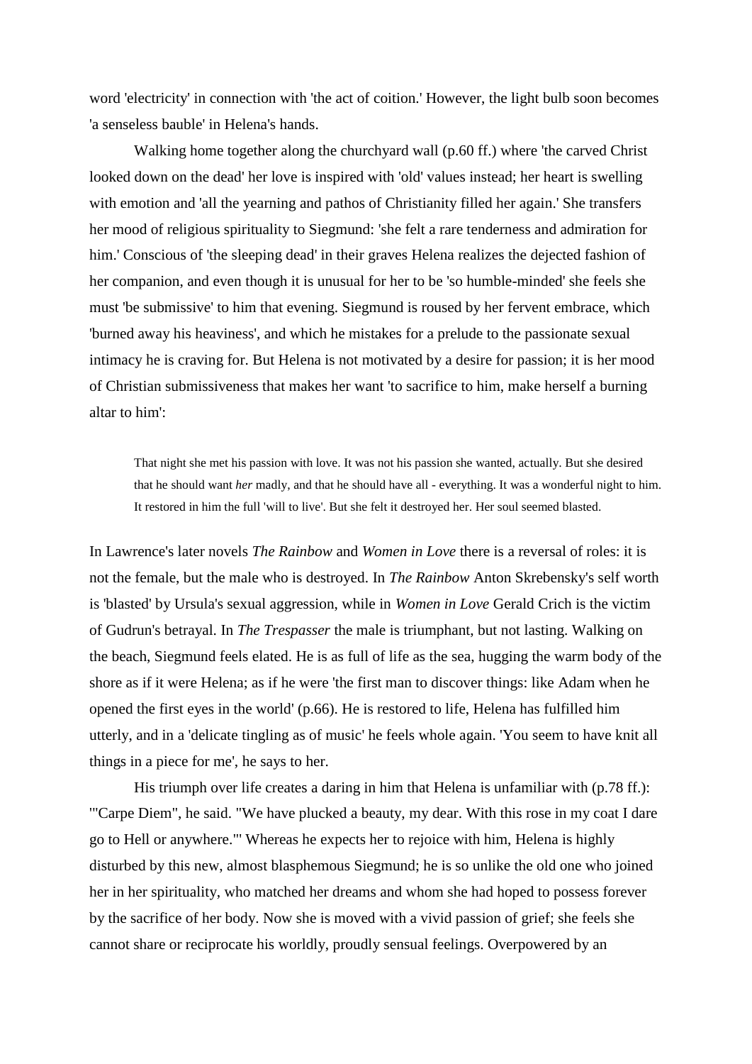word 'electricity' in connection with 'the act of coition.' However, the light bulb soon becomes 'a senseless bauble' in Helena's hands.

Walking home together along the churchyard wall (p.60 ff.) where 'the carved Christ looked down on the dead' her love is inspired with 'old' values instead; her heart is swelling with emotion and 'all the yearning and pathos of Christianity filled her again.' She transfers her mood of religious spirituality to Siegmund: 'she felt a rare tenderness and admiration for him.' Conscious of 'the sleeping dead' in their graves Helena realizes the dejected fashion of her companion, and even though it is unusual for her to be 'so humble-minded' she feels she must 'be submissive' to him that evening. Siegmund is roused by her fervent embrace, which 'burned away his heaviness', and which he mistakes for a prelude to the passionate sexual intimacy he is craving for. But Helena is not motivated by a desire for passion; it is her mood of Christian submissiveness that makes her want 'to sacrifice to him, make herself a burning altar to him':

> That night she met his passion with love. It was not his passion she wanted, actually. But she desired that he should want *her* madly, and that he should have all - everything. It was a wonderful night to him. It restored in him the full 'will to live'. But she felt it destroyed her. Her soul seemed blasted.

In Lawrence's later novels *The Rainbow* and *Women in Love* there is a reversal of roles: it is not the female, but the male who is destroyed. In *The Rainbow* Anton Skrebensky's self worth is 'blasted' by Ursula's sexual aggression, while in *Women in Love* Gerald Crich is the victim of Gudrun's betrayal. In *The Trespasser* the male is triumphant, but not lasting. Walking on the beach, Siegmund feels elated. He is as full of life as the sea, hugging the warm body of the shore as if it were Helena; as if he were 'the first man to discover things: like Adam when he opened the first eyes in the world' (p.66). He is restored to life, Helena has fulfilled him utterly, and in a 'delicate tingling as of music' he feels whole again. 'You seem to have knit all things in a piece for me', he says to her.

His triumph over life creates a daring in him that Helena is unfamiliar with (p.78 ff.): '"Carpe Diem", he said. "We have plucked a beauty, my dear. With this rose in my coat I dare go to Hell or anywhere."' Whereas he expects her to rejoice with him, Helena is highly disturbed by this new, almost blasphemous Siegmund; he is so unlike the old one who joined her in her spirituality, who matched her dreams and whom she had hoped to possess forever by the sacrifice of her body. Now she is moved with a vivid passion of grief; she feels she cannot share or reciprocate his worldly, proudly sensual feelings. Overpowered by an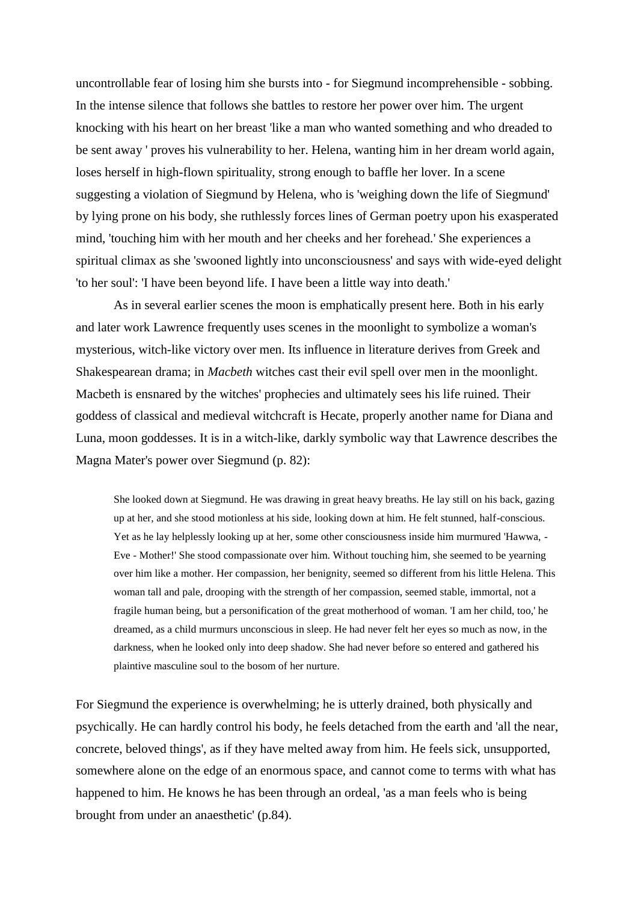uncontrollable fear of losing him she bursts into - for Siegmund incomprehensible - sobbing. In the intense silence that follows she battles to restore her power over him. The urgent knocking with his heart on her breast 'like a man who wanted something and who dreaded to be sent away ' proves his vulnerability to her. Helena, wanting him in her dream world again, loses herself in high-flown spirituality, strong enough to baffle her lover. In a scene suggesting a violation of Siegmund by Helena, who is 'weighing down the life of Siegmund' by lying prone on his body, she ruthlessly forces lines of German poetry upon his exasperated mind, 'touching him with her mouth and her cheeks and her forehead.' She experiences a spiritual climax as she 'swooned lightly into unconsciousness' and says with wide-eyed delight 'to her soul': 'I have been beyond life. I have been a little way into death.'

As in several earlier scenes the moon is emphatically present here. Both in his early and later work Lawrence frequently uses scenes in the moonlight to symbolize a woman's mysterious, witch-like victory over men. Its influence in literature derives from Greek and Shakespearean drama; in *Macbeth* witches cast their evil spell over men in the moonlight. Macbeth is ensnared by the witches' prophecies and ultimately sees his life ruined. Their goddess of classical and medieval witchcraft is Hecate, properly another name for Diana and Luna, moon goddesses. It is in a witch-like, darkly symbolic way that Lawrence describes the Magna Mater's power over Siegmund (p. 82):

> She looked down at Siegmund. He was drawing in great heavy breaths. He lay still on his back, gazing up at her, and she stood motionless at his side, looking down at him. He felt stunned, half-conscious. Yet as he lay helplessly looking up at her, some other consciousness inside him murmured 'Hawwa, - Eve - Mother!' She stood compassionate over him. Without touching him, she seemed to be yearning over him like a mother. Her compassion, her benignity, seemed so different from his little Helena. This woman tall and pale, drooping with the strength of her compassion, seemed stable, immortal, not a fragile human being, but a personification of the great motherhood of woman. 'I am her child, too,' he dreamed, as a child murmurs unconscious in sleep. He had never felt her eyes so much as now, in the darkness, when he looked only into deep shadow. She had never before so entered and gathered his plaintive masculine soul to the bosom of her nurture.

For Siegmund the experience is overwhelming; he is utterly drained, both physically and psychically. He can hardly control his body, he feels detached from the earth and 'all the near, concrete, beloved things', as if they have melted away from him. He feels sick, unsupported, somewhere alone on the edge of an enormous space, and cannot come to terms with what has happened to him. He knows he has been through an ordeal, 'as a man feels who is being brought from under an anaesthetic' (p.84).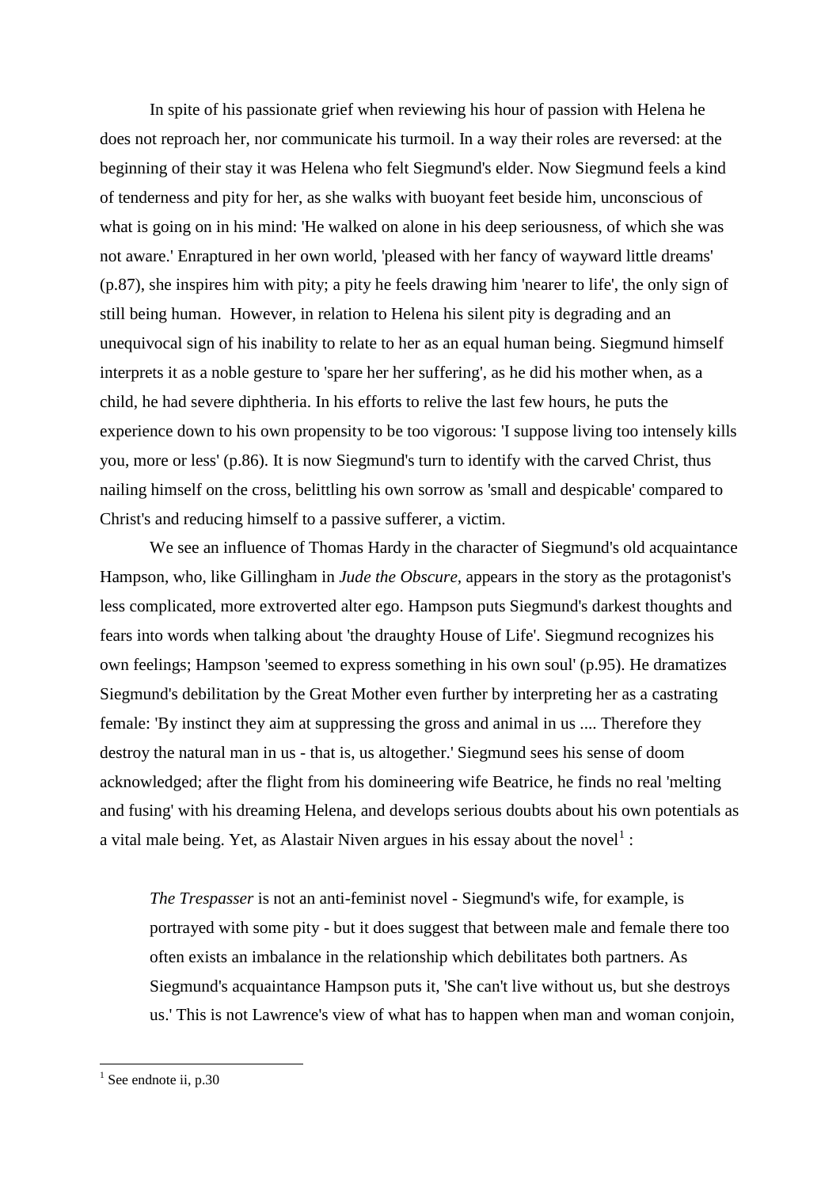In spite of his passionate grief when reviewing his hour of passion with Helena he does not reproach her, nor communicate his turmoil. In a way their roles are reversed: at the beginning of their stay it was Helena who felt Siegmund's elder. Now Siegmund feels a kind of tenderness and pity for her, as she walks with buoyant feet beside him, unconscious of what is going on in his mind: 'He walked on alone in his deep seriousness, of which she was not aware.' Enraptured in her own world, 'pleased with her fancy of wayward little dreams' (p.87), she inspires him with pity; a pity he feels drawing him 'nearer to life', the only sign of still being human. However, in relation to Helena his silent pity is degrading and an unequivocal sign of his inability to relate to her as an equal human being. Siegmund himself interprets it as a noble gesture to 'spare her her suffering', as he did his mother when, as a child, he had severe diphtheria. In his efforts to relive the last few hours, he puts the experience down to his own propensity to be too vigorous: 'I suppose living too intensely kills you, more or less' (p.86). It is now Siegmund's turn to identify with the carved Christ, thus nailing himself on the cross, belittling his own sorrow as 'small and despicable' compared to Christ's and reducing himself to a passive sufferer, a victim.

We see an influence of Thomas Hardy in the character of Siegmund's old acquaintance Hampson, who, like Gillingham in *Jude the Obscure,* appears in the story as the protagonist's less complicated, more extroverted alter ego. Hampson puts Siegmund's darkest thoughts and fears into words when talking about 'the draughty House of Life'. Siegmund recognizes his own feelings; Hampson 'seemed to express something in his own soul' (p.95). He dramatizes Siegmund's debilitation by the Great Mother even further by interpreting her as a castrating female: 'By instinct they aim at suppressing the gross and animal in us .... Therefore they destroy the natural man in us - that is, us altogether.' Siegmund sees his sense of doom acknowledged; after the flight from his domineering wife Beatrice, he finds no real 'melting and fusing' with his dreaming Helena, and develops serious doubts about his own potentials as a vital male being. Yet, as Alastair Niven argues in his essay about the novel[1] :

> *The Trespasser* is not an anti-feminist novel - Siegmund's wife, for example, is portrayed with some pity - but it does suggest that between male and female there too often exists an imbalance in the relationship which debilitates both partners. As Siegmund's acquaintance Hampson puts it, 'She can't live without us, but she destroys us.' This is not Lawrence's view of what has to happen when man and woman conjoin,

[1] See endnote ii, p.30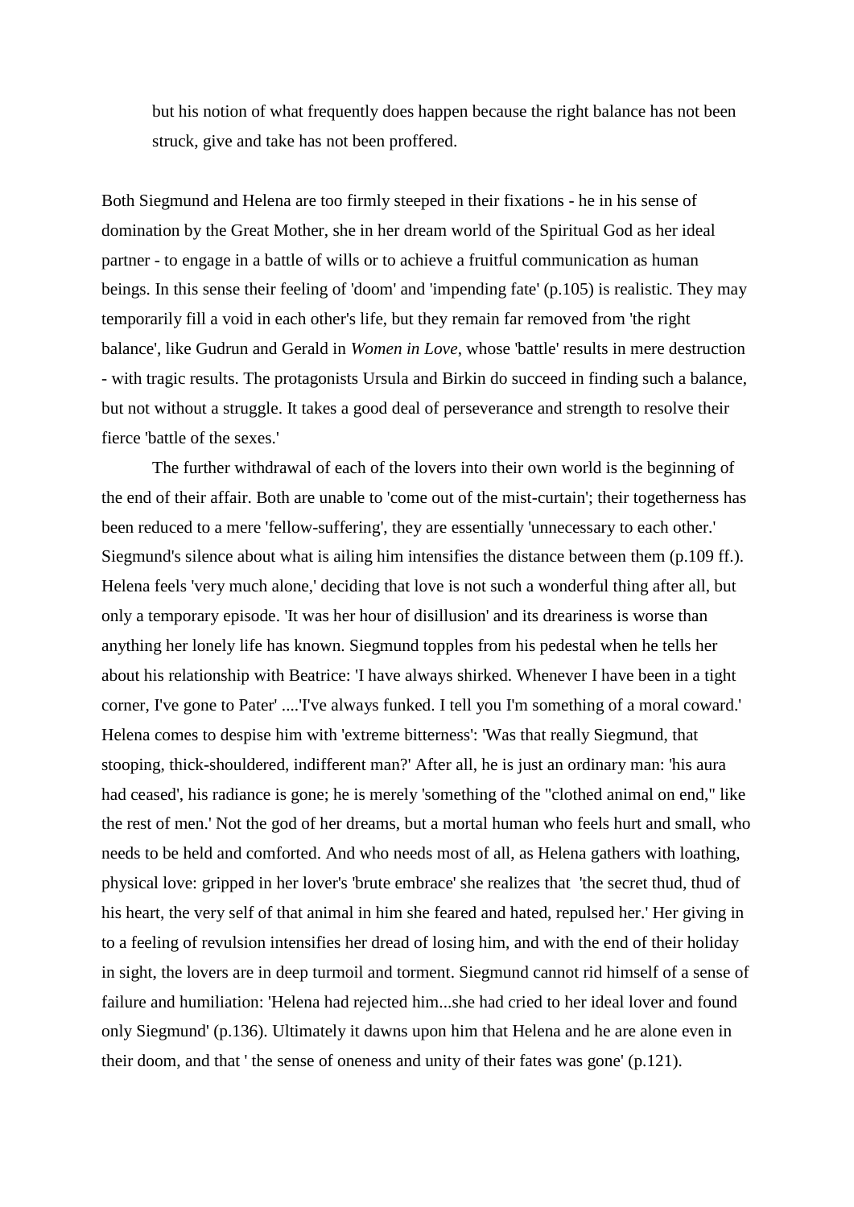> but his notion of what frequently does happen because the right balance has not been struck, give and take has not been proffered.

Both Siegmund and Helena are too firmly steeped in their fixations - he in his sense of domination by the Great Mother, she in her dream world of the Spiritual God as her ideal partner - to engage in a battle of wills or to achieve a fruitful communication as human beings. In this sense their feeling of 'doom' and 'impending fate' (p.105) is realistic. They may temporarily fill a void in each other's life, but they remain far removed from 'the right balance', like Gudrun and Gerald in *Women in Love*, whose 'battle' results in mere destruction - with tragic results. The protagonists Ursula and Birkin do succeed in finding such a balance, but not without a struggle. It takes a good deal of perseverance and strength to resolve their fierce 'battle of the sexes.'

The further withdrawal of each of the lovers into their own world is the beginning of the end of their affair. Both are unable to 'come out of the mist-curtain'; their togetherness has been reduced to a mere 'fellow-suffering', they are essentially 'unnecessary to each other.' Siegmund's silence about what is ailing him intensifies the distance between them (p.109 ff.). Helena feels 'very much alone,' deciding that love is not such a wonderful thing after all, but only a temporary episode. 'It was her hour of disillusion' and its dreariness is worse than anything her lonely life has known. Siegmund topples from his pedestal when he tells her about his relationship with Beatrice: 'I have always shirked. Whenever I have been in a tight corner, I've gone to Pater' ....'I've always funked. I tell you I'm something of a moral coward.' Helena comes to despise him with 'extreme bitterness': 'Was that really Siegmund, that stooping, thick-shouldered, indifferent man?' After all, he is just an ordinary man: 'his aura had ceased', his radiance is gone; he is merely 'something of the "clothed animal on end," like the rest of men.' Not the god of her dreams, but a mortal human who feels hurt and small, who needs to be held and comforted. And who needs most of all, as Helena gathers with loathing, physical love: gripped in her lover's 'brute embrace' she realizes that 'the secret thud, thud of his heart, the very self of that animal in him she feared and hated, repulsed her.' Her giving in to a feeling of revulsion intensifies her dread of losing him, and with the end of their holiday in sight, the lovers are in deep turmoil and torment. Siegmund cannot rid himself of a sense of failure and humiliation: 'Helena had rejected him...she had cried to her ideal lover and found only Siegmund' (p.136). Ultimately it dawns upon him that Helena and he are alone even in their doom, and that ' the sense of oneness and unity of their fates was gone' (p.121).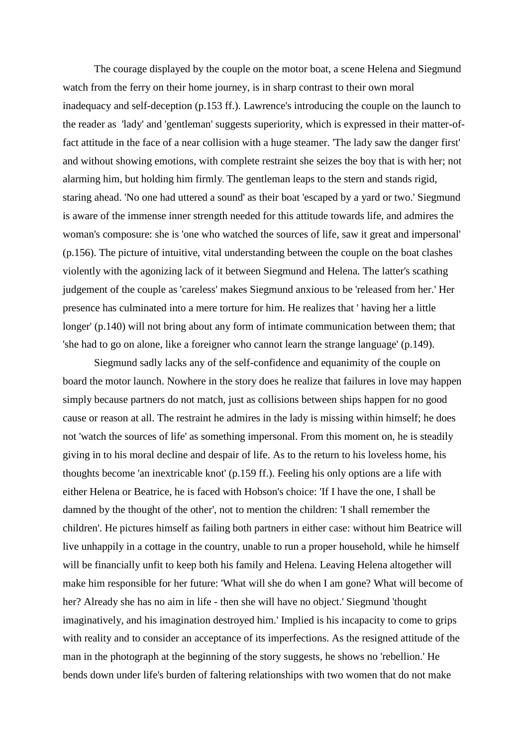The courage displayed by the couple on the motor boat, a scene Helena and Siegmund watch from the ferry on their home journey, is in sharp contrast to their own moral inadequacy and self-deception (p.153 ff.). Lawrence's introducing the couple on the launch to the reader as 'lady' and 'gentleman' suggests superiority, which is expressed in their matter-of-fact attitude in the face of a near collision with a huge steamer. 'The lady saw the danger first' and without showing emotions, with complete restraint she seizes the boy that is with her; not alarming him, but holding him firmly. The gentleman leaps to the stern and stands rigid, staring ahead. 'No one had uttered a sound' as their boat 'escaped by a yard or two.' Siegmund is aware of the immense inner strength needed for this attitude towards life, and admires the woman's composure: she is 'one who watched the sources of life, saw it great and impersonal' (p.156). The picture of intuitive, vital understanding between the couple on the boat clashes violently with the agonizing lack of it between Siegmund and Helena. The latter's scathing judgement of the couple as 'careless' makes Siegmund anxious to be 'released from her.' Her presence has culminated into a mere torture for him. He realizes that ' having her a little longer' (p.140) will not bring about any form of intimate communication between them; that 'she had to go on alone, like a foreigner who cannot learn the strange language' (p.149).

Siegmund sadly lacks any of the self-confidence and equanimity of the couple on board the motor launch. Nowhere in the story does he realize that failures in love may happen simply because partners do not match, just as collisions between ships happen for no good cause or reason at all. The restraint he admires in the lady is missing within himself; he does not 'watch the sources of life' as something impersonal. From this moment on, he is steadily giving in to his moral decline and despair of life. As to the return to his loveless home, his thoughts become 'an inextricable knot' (p.159 ff.). Feeling his only options are a life with either Helena or Beatrice, he is faced with Hobson's choice: 'If I have the one, I shall be damned by the thought of the other', not to mention the children: 'I shall remember the children'. He pictures himself as failing both partners in either case: without him Beatrice will live unhappily in a cottage in the country, unable to run a proper household, while he himself will be financially unfit to keep both his family and Helena. Leaving Helena altogether will make him responsible for her future: 'What will she do when I am gone? What will become of her? Already she has no aim in life - then she will have no object.' Siegmund 'thought imaginatively, and his imagination destroyed him.' Implied is his incapacity to come to grips with reality and to consider an acceptance of its imperfections. As the resigned attitude of the man in the photograph at the beginning of the story suggests, he shows no 'rebellion.' He bends down under life's burden of faltering relationships with two women that do not make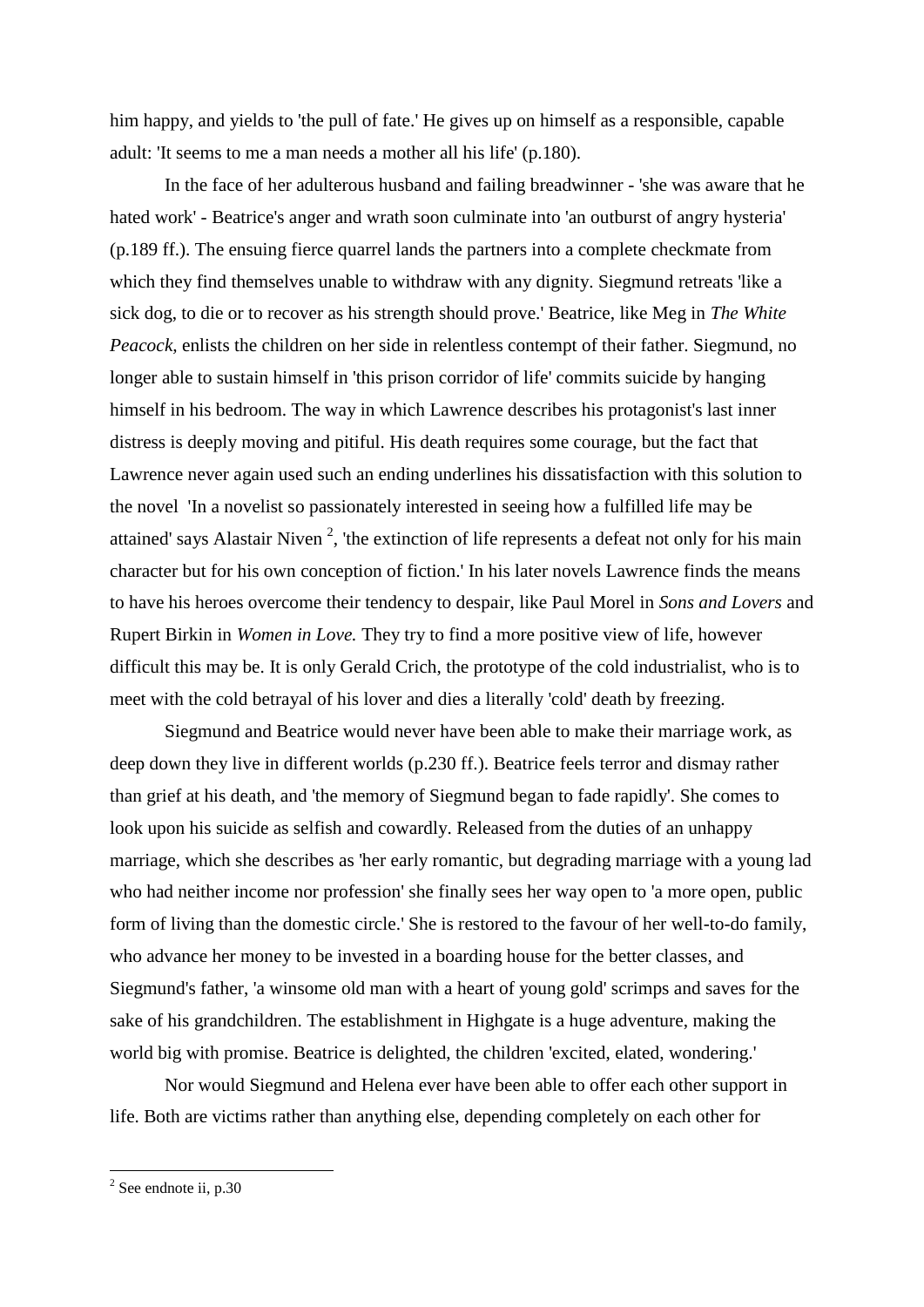him happy, and yields to 'the pull of fate.' He gives up on himself as a responsible, capable adult: 'It seems to me a man needs a mother all his life' (p.180).

In the face of her adulterous husband and failing breadwinner - 'she was aware that he hated work' - Beatrice's anger and wrath soon culminate into 'an outburst of angry hysteria' (p.189 ff.). The ensuing fierce quarrel lands the partners into a complete checkmate from which they find themselves unable to withdraw with any dignity. Siegmund retreats 'like a sick dog, to die or to recover as his strength should prove.' Beatrice, like Meg in *The White Peacock*, enlists the children on her side in relentless contempt of their father. Siegmund, no longer able to sustain himself in 'this prison corridor of life' commits suicide by hanging himself in his bedroom. The way in which Lawrence describes his protagonist's last inner distress is deeply moving and pitiful. His death requires some courage, but the fact that Lawrence never again used such an ending underlines his dissatisfaction with this solution to the novel 'In a novelist so passionately interested in seeing how a fulfilled life may be attained' says Alastair Niven [2], 'the extinction of life represents a defeat not only for his main character but for his own conception of fiction.' In his later novels Lawrence finds the means to have his heroes overcome their tendency to despair, like Paul Morel in *Sons and Lovers* and Rupert Birkin in *Women in Love.* They try to find a more positive view of life, however difficult this may be. It is only Gerald Crich, the prototype of the cold industrialist, who is to meet with the cold betrayal of his lover and dies a literally 'cold' death by freezing.

Siegmund and Beatrice would never have been able to make their marriage work, as deep down they live in different worlds (p.230 ff.). Beatrice feels terror and dismay rather than grief at his death, and 'the memory of Siegmund began to fade rapidly'. She comes to look upon his suicide as selfish and cowardly. Released from the duties of an unhappy marriage, which she describes as 'her early romantic, but degrading marriage with a young lad who had neither income nor profession' she finally sees her way open to 'a more open, public form of living than the domestic circle.' She is restored to the favour of her well-to-do family, who advance her money to be invested in a boarding house for the better classes, and Siegmund's father, 'a winsome old man with a heart of young gold' scrimps and saves for the sake of his grandchildren. The establishment in Highgate is a huge adventure, making the world big with promise. Beatrice is delighted, the children 'excited, elated, wondering.'

Nor would Siegmund and Helena ever have been able to offer each other support in life. Both are victims rather than anything else, depending completely on each other for

---

[2] See endnote ii, p.30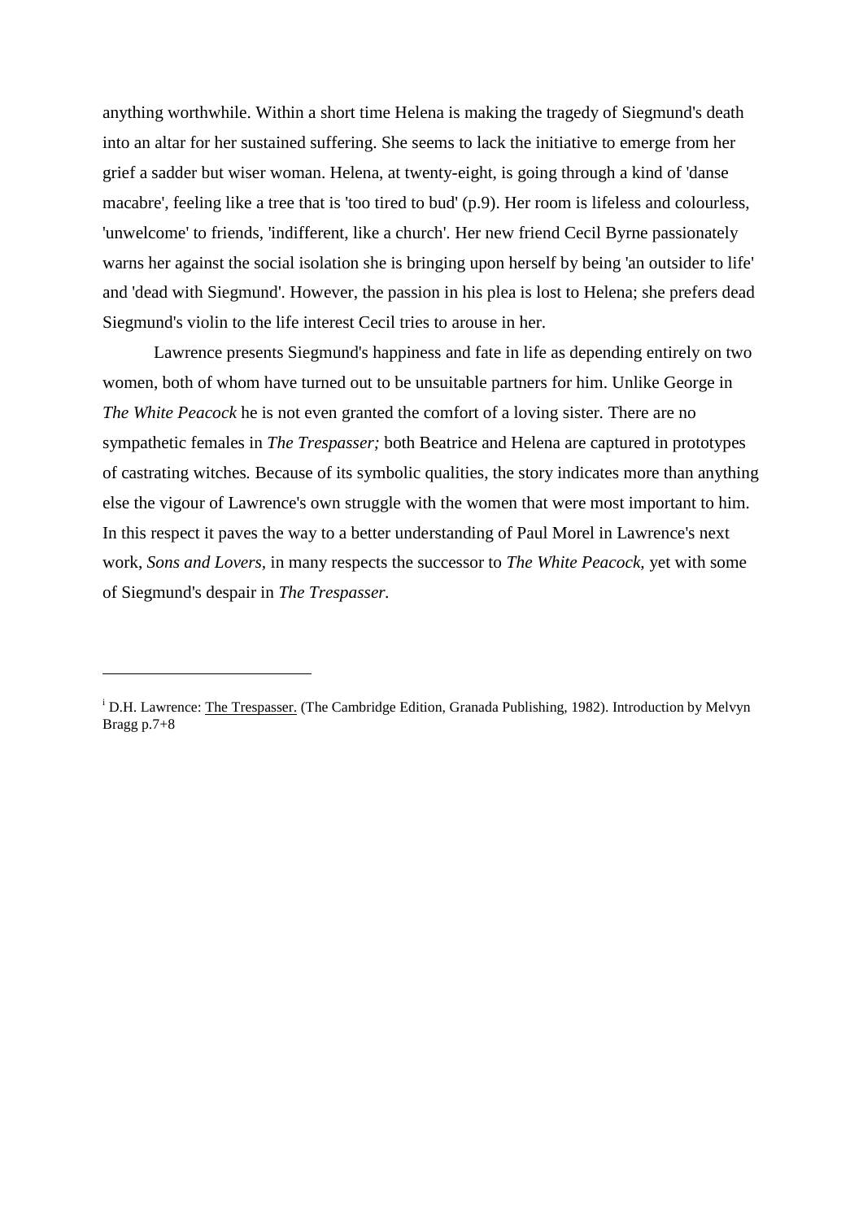anything worthwhile. Within a short time Helena is making the tragedy of Siegmund's death into an altar for her sustained suffering. She seems to lack the initiative to emerge from her grief a sadder but wiser woman. Helena, at twenty-eight, is going through a kind of 'danse macabre', feeling like a tree that is 'too tired to bud' (p.9). Her room is lifeless and colourless, 'unwelcome' to friends, 'indifferent, like a church'. Her new friend Cecil Byrne passionately warns her against the social isolation she is bringing upon herself by being 'an outsider to life' and 'dead with Siegmund'. However, the passion in his plea is lost to Helena; she prefers dead Siegmund's violin to the life interest Cecil tries to arouse in her.

Lawrence presents Siegmund's happiness and fate in life as depending entirely on two women, both of whom have turned out to be unsuitable partners for him. Unlike George in *The White Peacock* he is not even granted the comfort of a loving sister. There are no sympathetic females in *The Trespasser;* both Beatrice and Helena are captured in prototypes of castrating witches. Because of its symbolic qualities, the story indicates more than anything else the vigour of Lawrence's own struggle with the women that were most important to him. In this respect it paves the way to a better understanding of Paul Morel in Lawrence's next work, *Sons and Lovers*, in many respects the successor to *The White Peacock,* yet with some of Siegmund's despair in *The Trespasser.*

---

[i] D.H. Lawrence: The Trespasser. (The Cambridge Edition, Granada Publishing, 1982). Introduction by Melvyn Bragg p.7+8